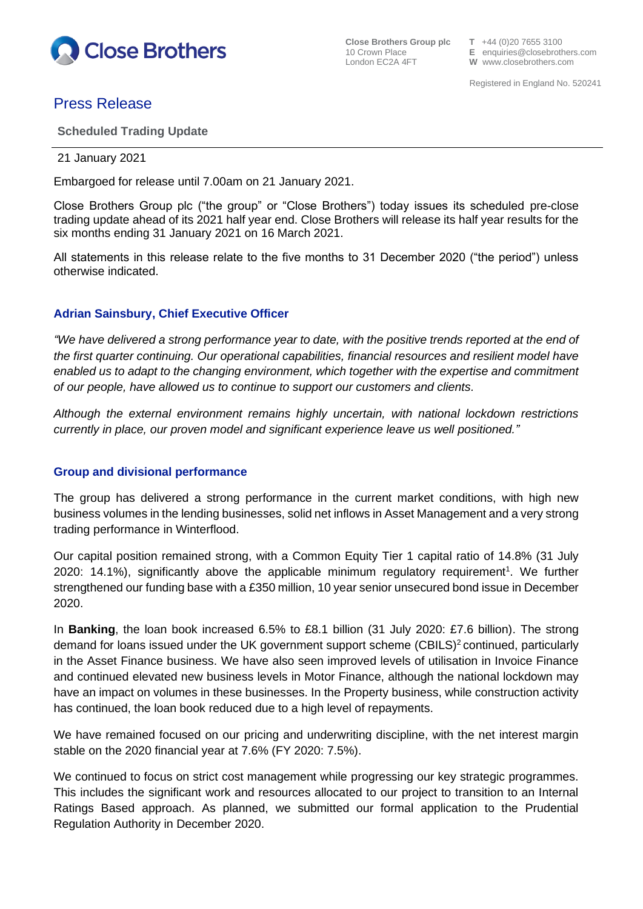Close Brothers

**Close Brothers Group plc**
10 Crown Place
London EC2A 4FT

**T** +44 (0)20 7655 3100
**E** enquiries@closebrothers.com
**W** www.closebrothers.com

Registered in England No. 520241

# Press Release

**Scheduled Trading Update**

21 January 2021

Embargoed for release until 7.00am on 21 January 2021.

Close Brothers Group plc ("the group" or "Close Brothers") today issues its scheduled pre-close trading update ahead of its 2021 half year end. Close Brothers will release its half year results for the six months ending 31 January 2021 on 16 March 2021.

All statements in this release relate to the five months to 31 December 2020 ("the period") unless otherwise indicated.

## Adrian Sainsbury, Chief Executive Officer

*"We have delivered a strong performance year to date, with the positive trends reported at the end of the first quarter continuing. Our operational capabilities, financial resources and resilient model have enabled us to adapt to the changing environment, which together with the expertise and commitment of our people, have allowed us to continue to support our customers and clients.*

*Although the external environment remains highly uncertain, with national lockdown restrictions currently in place, our proven model and significant experience leave us well positioned."*

## Group and divisional performance

The group has delivered a strong performance in the current market conditions, with high new business volumes in the lending businesses, solid net inflows in Asset Management and a very strong trading performance in Winterflood.

Our capital position remained strong, with a Common Equity Tier 1 capital ratio of 14.8% (31 July 2020: 14.1%), significantly above the applicable minimum regulatory requirement[1]. We further strengthened our funding base with a £350 million, 10 year senior unsecured bond issue in December 2020.

In **Banking**, the loan book increased 6.5% to £8.1 billion (31 July 2020: £7.6 billion). The strong demand for loans issued under the UK government support scheme (CBILS)[2] continued, particularly in the Asset Finance business. We have also seen improved levels of utilisation in Invoice Finance and continued elevated new business levels in Motor Finance, although the national lockdown may have an impact on volumes in these businesses. In the Property business, while construction activity has continued, the loan book reduced due to a high level of repayments.

We have remained focused on our pricing and underwriting discipline, with the net interest margin stable on the 2020 financial year at 7.6% (FY 2020: 7.5%).

We continued to focus on strict cost management while progressing our key strategic programmes. This includes the significant work and resources allocated to our project to transition to an Internal Ratings Based approach. As planned, we submitted our formal application to the Prudential Regulation Authority in December 2020.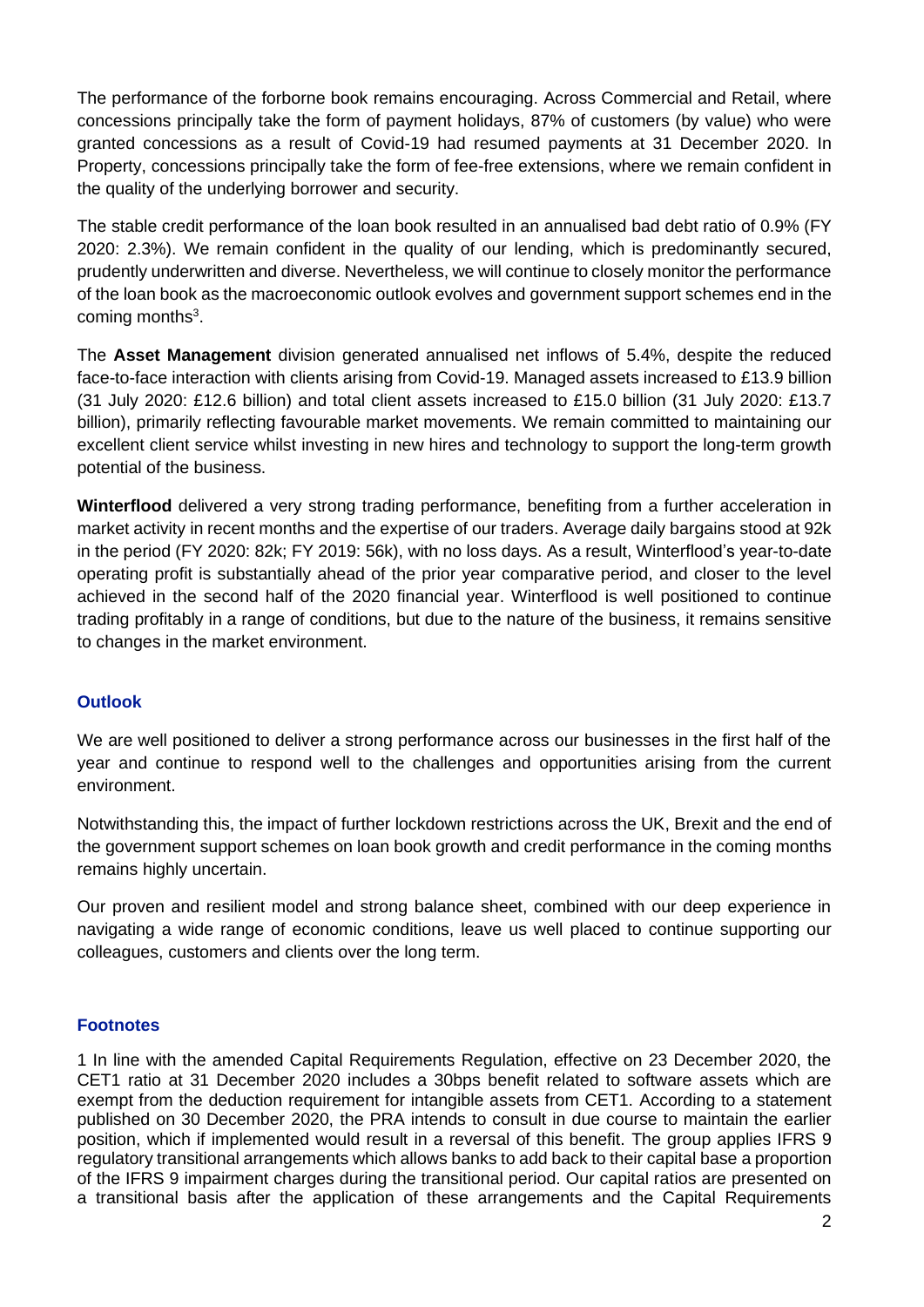The performance of the forborne book remains encouraging. Across Commercial and Retail, where concessions principally take the form of payment holidays, 87% of customers (by value) who were granted concessions as a result of Covid-19 had resumed payments at 31 December 2020. In Property, concessions principally take the form of fee-free extensions, where we remain confident in the quality of the underlying borrower and security.

The stable credit performance of the loan book resulted in an annualised bad debt ratio of 0.9% (FY 2020: 2.3%). We remain confident in the quality of our lending, which is predominantly secured, prudently underwritten and diverse. Nevertheless, we will continue to closely monitor the performance of the loan book as the macroeconomic outlook evolves and government support schemes end in the coming months[3].

The **Asset Management** division generated annualised net inflows of 5.4%, despite the reduced face-to-face interaction with clients arising from Covid-19. Managed assets increased to £13.9 billion (31 July 2020: £12.6 billion) and total client assets increased to £15.0 billion (31 July 2020: £13.7 billion), primarily reflecting favourable market movements. We remain committed to maintaining our excellent client service whilst investing in new hires and technology to support the long-term growth potential of the business.

**Winterflood** delivered a very strong trading performance, benefiting from a further acceleration in market activity in recent months and the expertise of our traders. Average daily bargains stood at 92k in the period (FY 2020: 82k; FY 2019: 56k), with no loss days. As a result, Winterflood's year-to-date operating profit is substantially ahead of the prior year comparative period, and closer to the level achieved in the second half of the 2020 financial year. Winterflood is well positioned to continue trading profitably in a range of conditions, but due to the nature of the business, it remains sensitive to changes in the market environment.

## Outlook

We are well positioned to deliver a strong performance across our businesses in the first half of the year and continue to respond well to the challenges and opportunities arising from the current environment.

Notwithstanding this, the impact of further lockdown restrictions across the UK, Brexit and the end of the government support schemes on loan book growth and credit performance in the coming months remains highly uncertain.

Our proven and resilient model and strong balance sheet, combined with our deep experience in navigating a wide range of economic conditions, leave us well placed to continue supporting our colleagues, customers and clients over the long term.

## Footnotes

1 In line with the amended Capital Requirements Regulation, effective on 23 December 2020, the CET1 ratio at 31 December 2020 includes a 30bps benefit related to software assets which are exempt from the deduction requirement for intangible assets from CET1. According to a statement published on 30 December 2020, the PRA intends to consult in due course to maintain the earlier position, which if implemented would result in a reversal of this benefit. The group applies IFRS 9 regulatory transitional arrangements which allows banks to add back to their capital base a proportion of the IFRS 9 impairment charges during the transitional period. Our capital ratios are presented on a transitional basis after the application of these arrangements and the Capital Requirements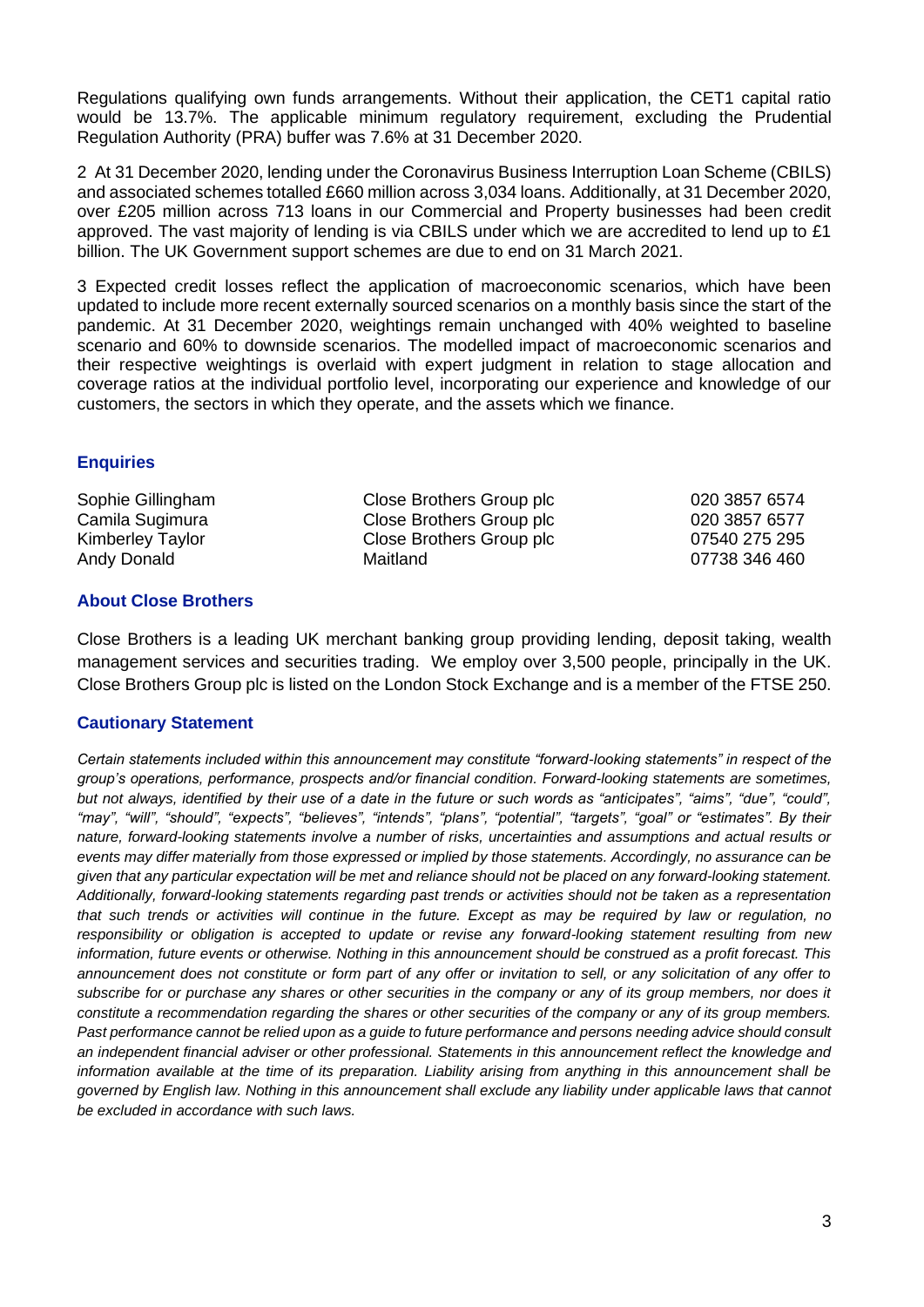Regulations qualifying own funds arrangements. Without their application, the CET1 capital ratio would be 13.7%. The applicable minimum regulatory requirement, excluding the Prudential Regulation Authority (PRA) buffer was 7.6% at 31 December 2020.

2 At 31 December 2020, lending under the Coronavirus Business Interruption Loan Scheme (CBILS) and associated schemes totalled £660 million across 3,034 loans. Additionally, at 31 December 2020, over £205 million across 713 loans in our Commercial and Property businesses had been credit approved. The vast majority of lending is via CBILS under which we are accredited to lend up to £1 billion. The UK Government support schemes are due to end on 31 March 2021.

3 Expected credit losses reflect the application of macroeconomic scenarios, which have been updated to include more recent externally sourced scenarios on a monthly basis since the start of the pandemic. At 31 December 2020, weightings remain unchanged with 40% weighted to baseline scenario and 60% to downside scenarios. The modelled impact of macroeconomic scenarios and their respective weightings is overlaid with expert judgment in relation to stage allocation and coverage ratios at the individual portfolio level, incorporating our experience and knowledge of our customers, the sectors in which they operate, and the assets which we finance.

## Enquiries

| | | |
|---|---|---|
| Sophie Gillingham | Close Brothers Group plc | 020 3857 6574 |
| Camila Sugimura | Close Brothers Group plc | 020 3857 6577 |
| Kimberley Taylor | Close Brothers Group plc | 07540 275 295 |
| Andy Donald | Maitland | 07738 346 460 |

## About Close Brothers

Close Brothers is a leading UK merchant banking group providing lending, deposit taking, wealth management services and securities trading. We employ over 3,500 people, principally in the UK. Close Brothers Group plc is listed on the London Stock Exchange and is a member of the FTSE 250.

## Cautionary Statement

*Certain statements included within this announcement may constitute "forward-looking statements" in respect of the group's operations, performance, prospects and/or financial condition. Forward-looking statements are sometimes, but not always, identified by their use of a date in the future or such words as "anticipates", "aims", "due", "could", "may", "will", "should", "expects", "believes", "intends", "plans", "potential", "targets", "goal" or "estimates". By their nature, forward-looking statements involve a number of risks, uncertainties and assumptions and actual results or events may differ materially from those expressed or implied by those statements. Accordingly, no assurance can be given that any particular expectation will be met and reliance should not be placed on any forward-looking statement. Additionally, forward-looking statements regarding past trends or activities should not be taken as a representation that such trends or activities will continue in the future. Except as may be required by law or regulation, no responsibility or obligation is accepted to update or revise any forward-looking statement resulting from new information, future events or otherwise. Nothing in this announcement should be construed as a profit forecast. This announcement does not constitute or form part of any offer or invitation to sell, or any solicitation of any offer to subscribe for or purchase any shares or other securities in the company or any of its group members, nor does it constitute a recommendation regarding the shares or other securities of the company or any of its group members. Past performance cannot be relied upon as a guide to future performance and persons needing advice should consult an independent financial adviser or other professional. Statements in this announcement reflect the knowledge and information available at the time of its preparation. Liability arising from anything in this announcement shall be governed by English law. Nothing in this announcement shall exclude any liability under applicable laws that cannot be excluded in accordance with such laws.*